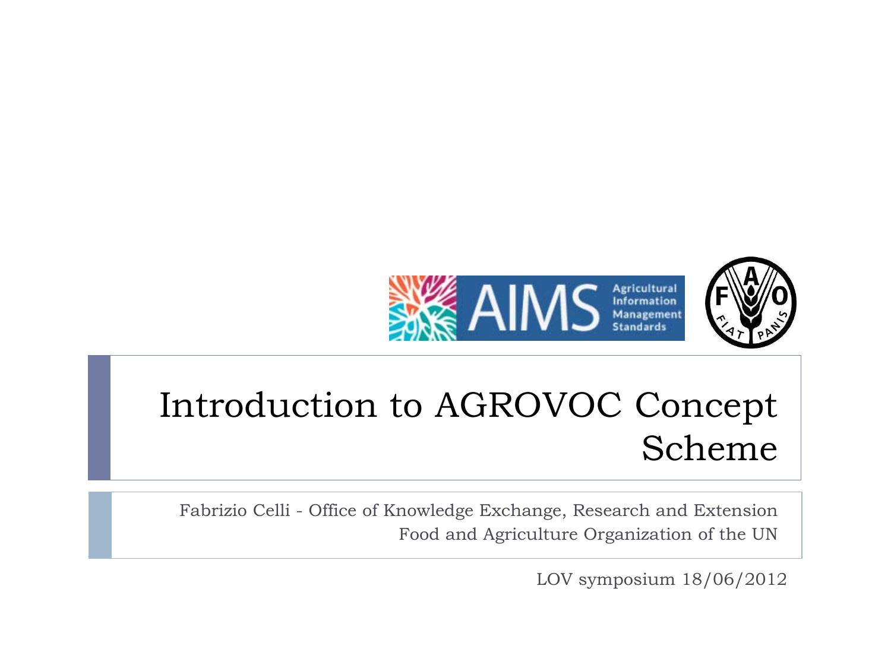# Introduction to AGROVOC Concept Scheme

Fabrizio Celli - Office of Knowledge Exchange, Research and Extension
Food and Agriculture Organization of the UN

LOV symposium 18/06/2012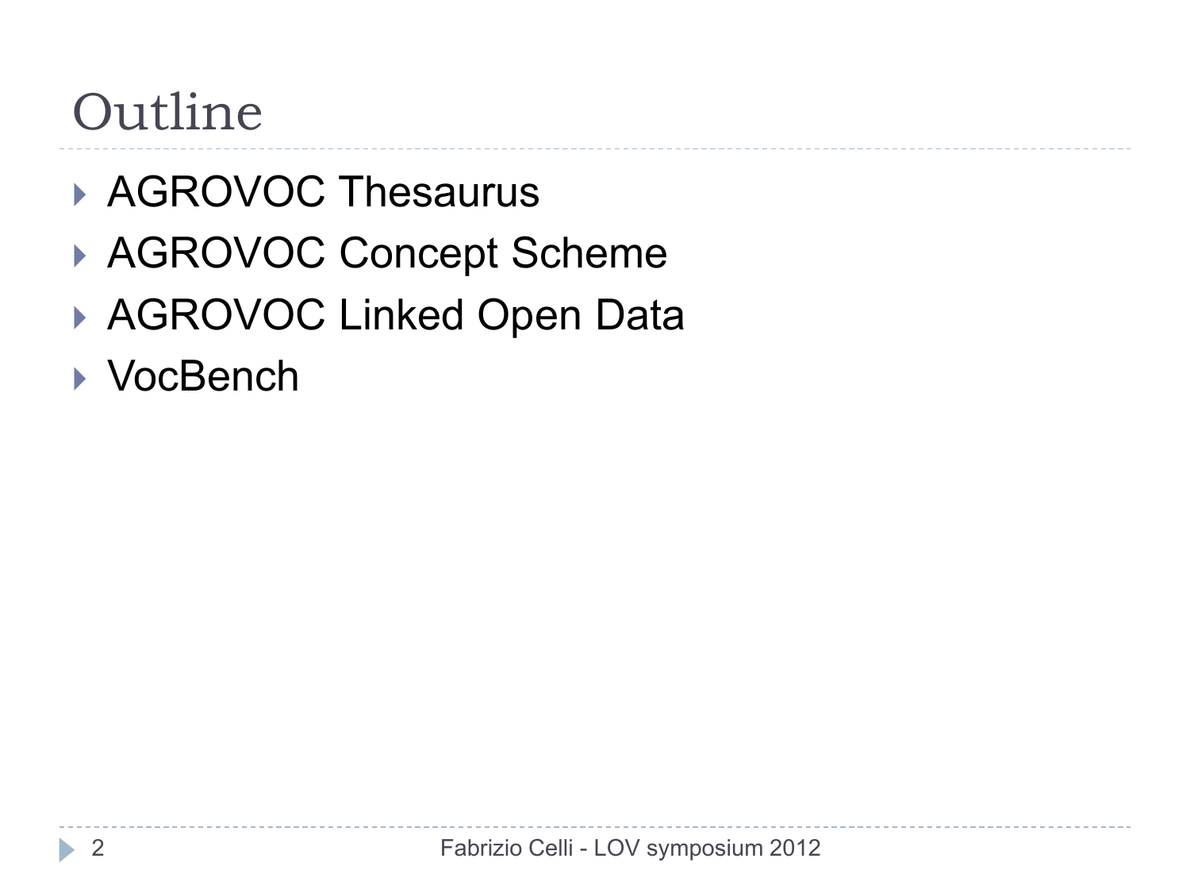# Outline

- AGROVOC Thesaurus
- AGROVOC Concept Scheme
- AGROVOC Linked Open Data
- VocBench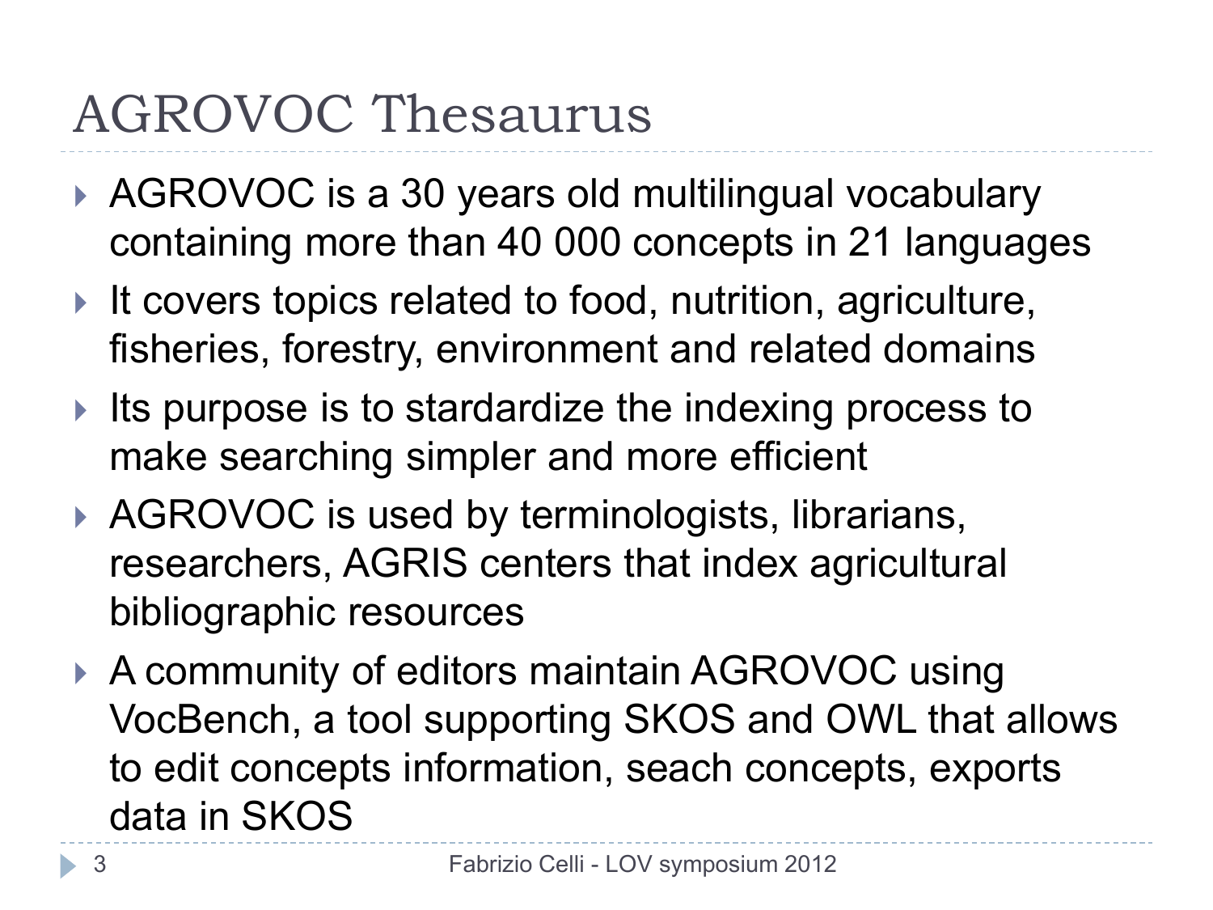# AGROVOC Thesaurus

- AGROVOC is a 30 years old multilingual vocabulary containing more than 40 000 concepts in 21 languages
- It covers topics related to food, nutrition, agriculture, fisheries, forestry, environment and related domains
- Its purpose is to stardardize the indexing process to make searching simpler and more efficient
- AGROVOC is used by terminologists, librarians, researchers, AGRIS centers that index agricultural bibliographic resources
- A community of editors maintain AGROVOC using VocBench, a tool supporting SKOS and OWL that allows to edit concepts information, seach concepts, exports data in SKOS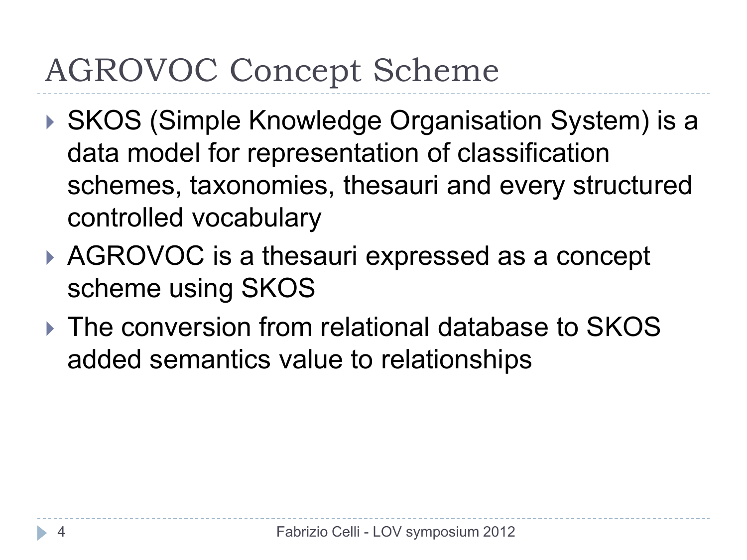# AGROVOC Concept Scheme

- SKOS (Simple Knowledge Organisation System) is a data model for representation of classification schemes, taxonomies, thesauri and every structured controlled vocabulary
- AGROVOC is a thesauri expressed as a concept scheme using SKOS
- The conversion from relational database to SKOS added semantics value to relationships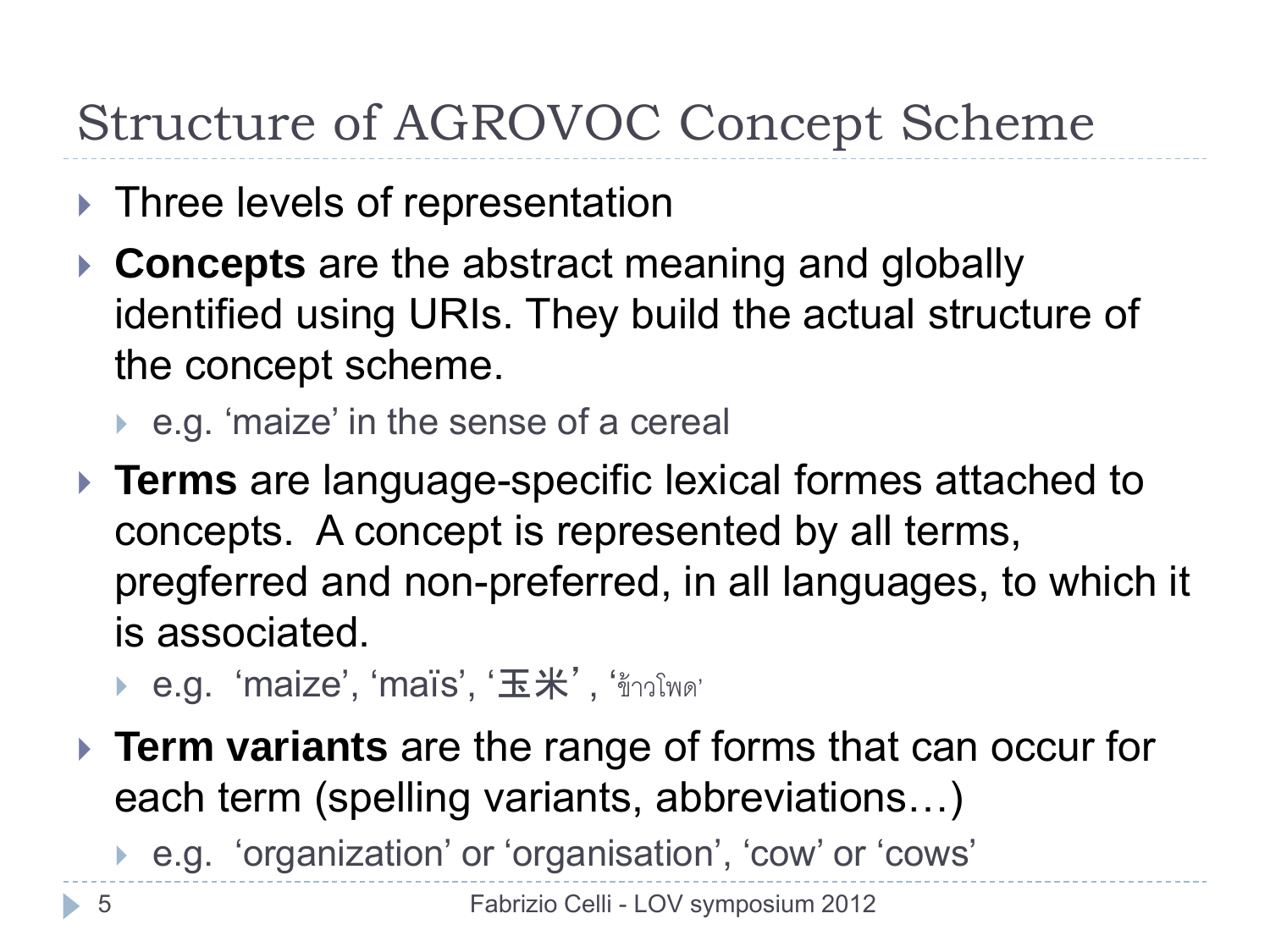# Structure of AGROVOC Concept Scheme

- Three levels of representation
- **Concepts** are the abstract meaning and globally identified using URIs. They build the actual structure of the concept scheme.
  - e.g. 'maize' in the sense of a cereal
- **Terms** are language-specific lexical formes attached to concepts. A concept is represented by all terms, pregferred and non-preferred, in all languages, to which it is associated.
  - e.g. 'maize', 'maïs', '玉米', 'ข้าวโพด'
- **Term variants** are the range of forms that can occur for each term (spelling variants, abbreviations…)
  - e.g. 'organization' or 'organisation', 'cow' or 'cows'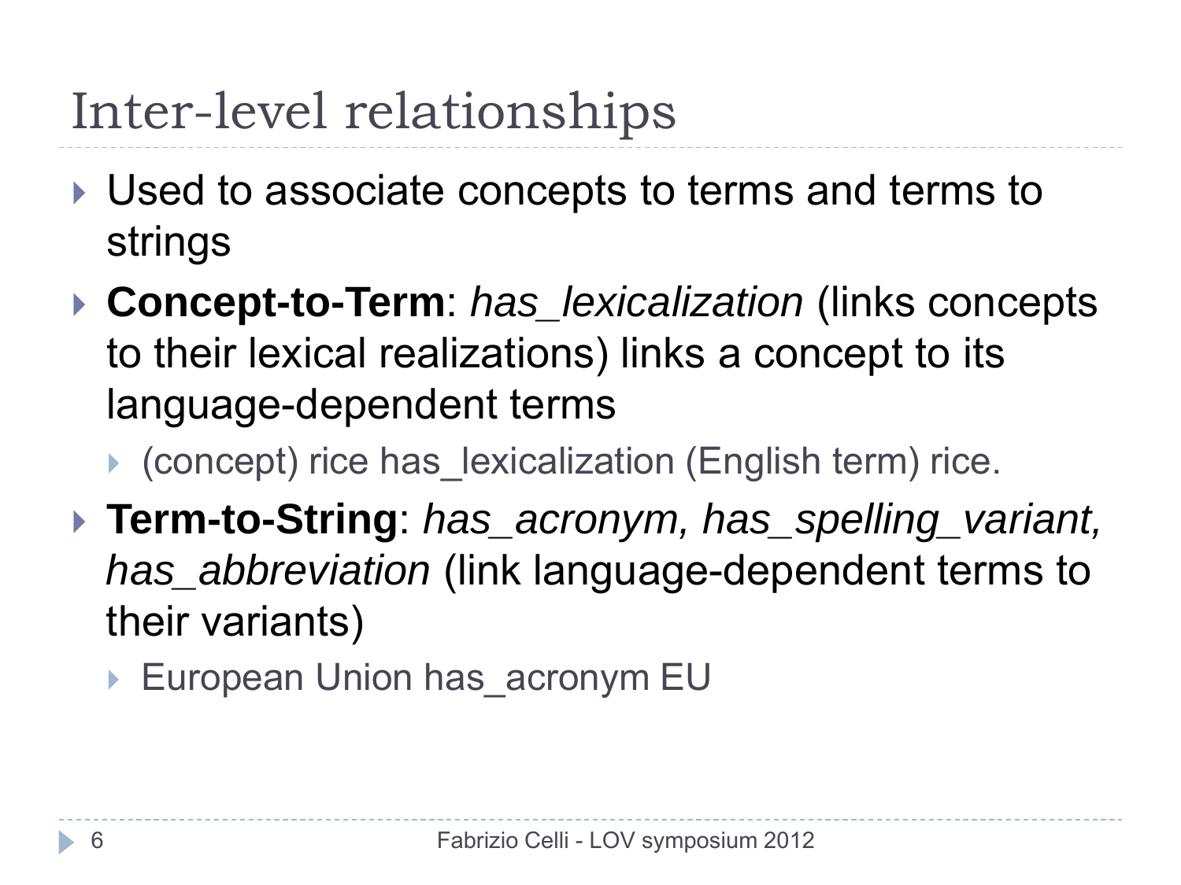# Inter-level relationships

- Used to associate concepts to terms and terms to strings
- **Concept-to-Term**: *has_lexicalization* (links concepts to their lexical realizations) links a concept to its language-dependent terms
  - (concept) rice has_lexicalization (English term) rice.
- **Term-to-String**: *has_acronym, has_spelling_variant, has_abbreviation* (link language-dependent terms to their variants)
  - European Union has_acronym EU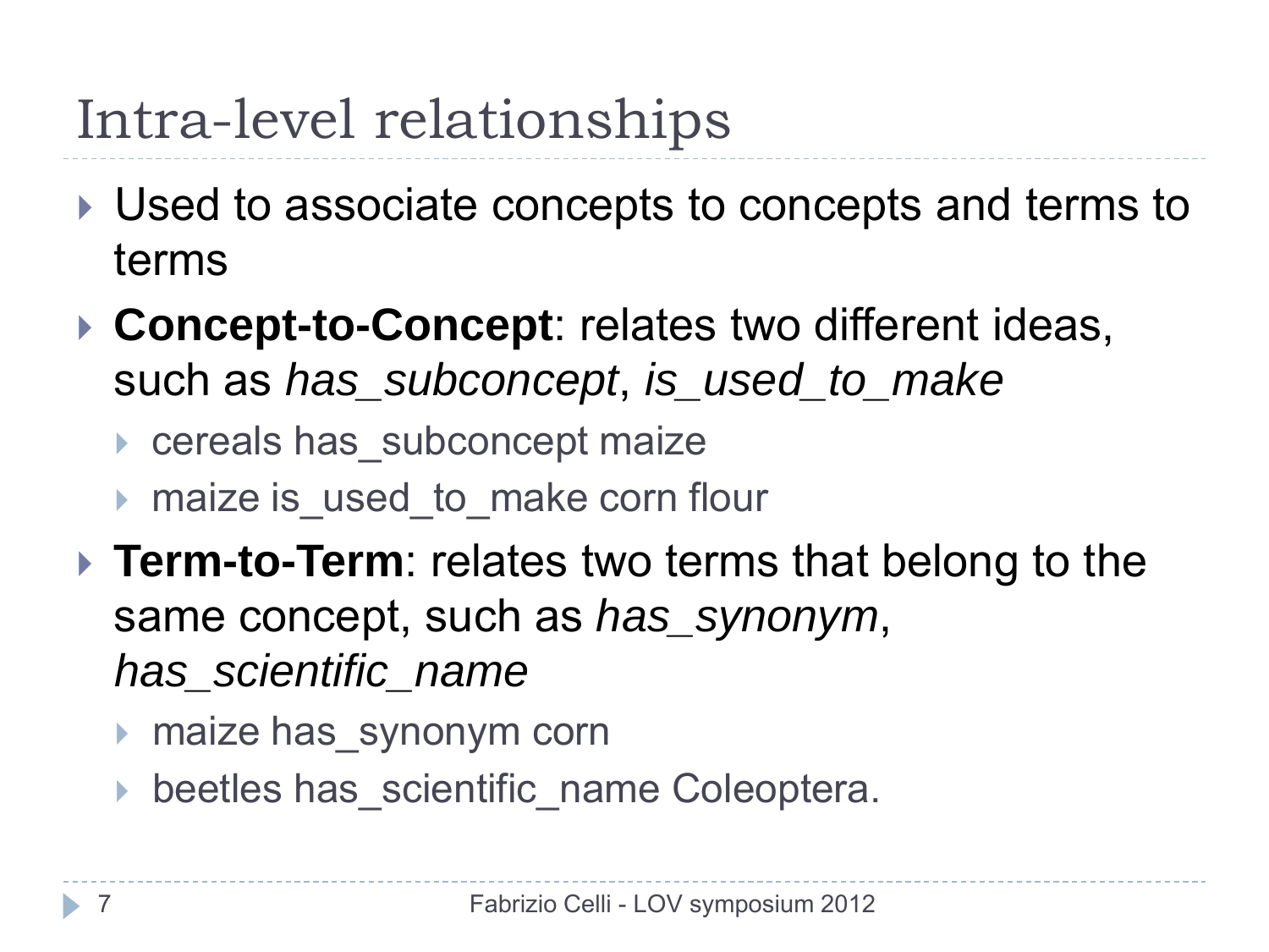# Intra-level relationships

- Used to associate concepts to concepts and terms to terms
- **Concept-to-Concept**: relates two different ideas, such as *has_subconcept*, *is_used_to_make*
  - cereals has_subconcept maize
  - maize is_used_to_make corn flour
- **Term-to-Term**: relates two terms that belong to the same concept, such as *has_synonym*, *has_scientific_name*
  - maize has_synonym corn
  - beetles has_scientific_name Coleoptera.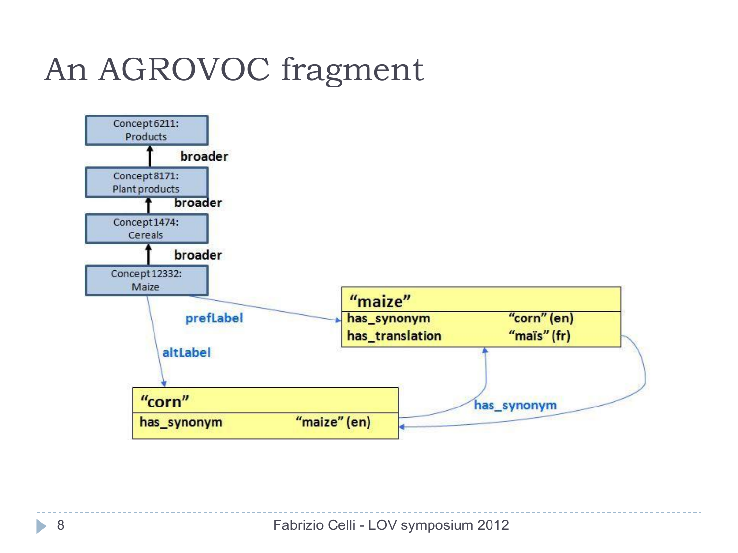# An AGROVOC fragment

Concept 6211:
Products

broader

Concept 8171:
Plant products

broader

Concept 1474:
Cereals

broader

Concept 12332:
Maize

prefLabel

altLabel

| "maize" | |
|---|---|
| has_synonym | "corn" (en) |
| has_translation | "maïs" (fr) |

| "corn" | |
|---|---|
| has_synonym | "maize" (en) |

has_synonym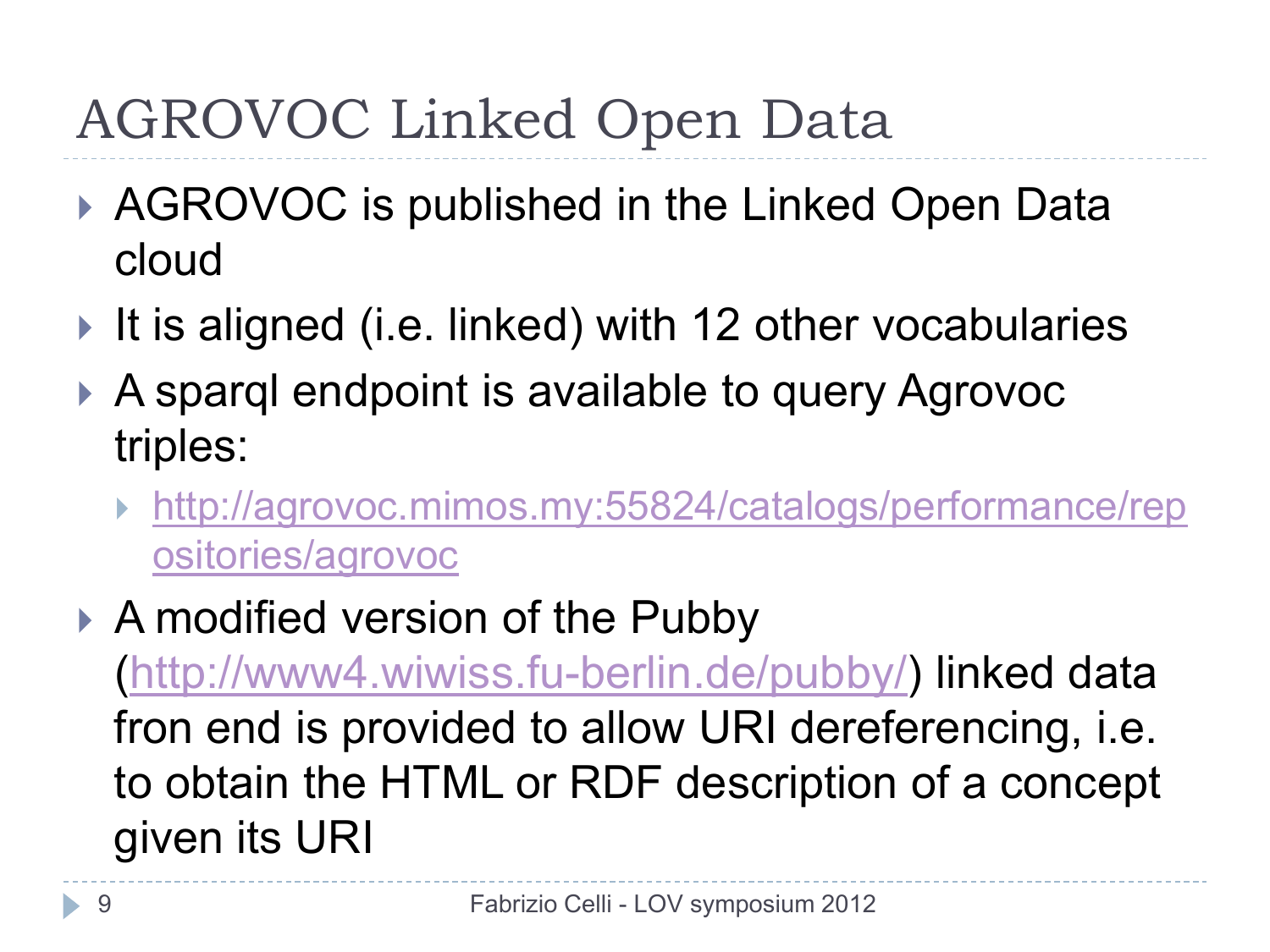# AGROVOC Linked Open Data

- AGROVOC is published in the Linked Open Data cloud
- It is aligned (i.e. linked) with 12 other vocabularies
- A sparql endpoint is available to query Agrovoc triples:
  - [http://agrovoc.mimos.my:55824/catalogs/performance/repositories/agrovoc](http://agrovoc.mimos.my:55824/catalogs/performance/repositories/agrovoc)
- A modified version of the Pubby ([http://www4.wiwiss.fu-berlin.de/pubby/](http://www4.wiwiss.fu-berlin.de/pubby/)) linked data fron end is provided to allow URI dereferencing, i.e. to obtain the HTML or RDF description of a concept given its URI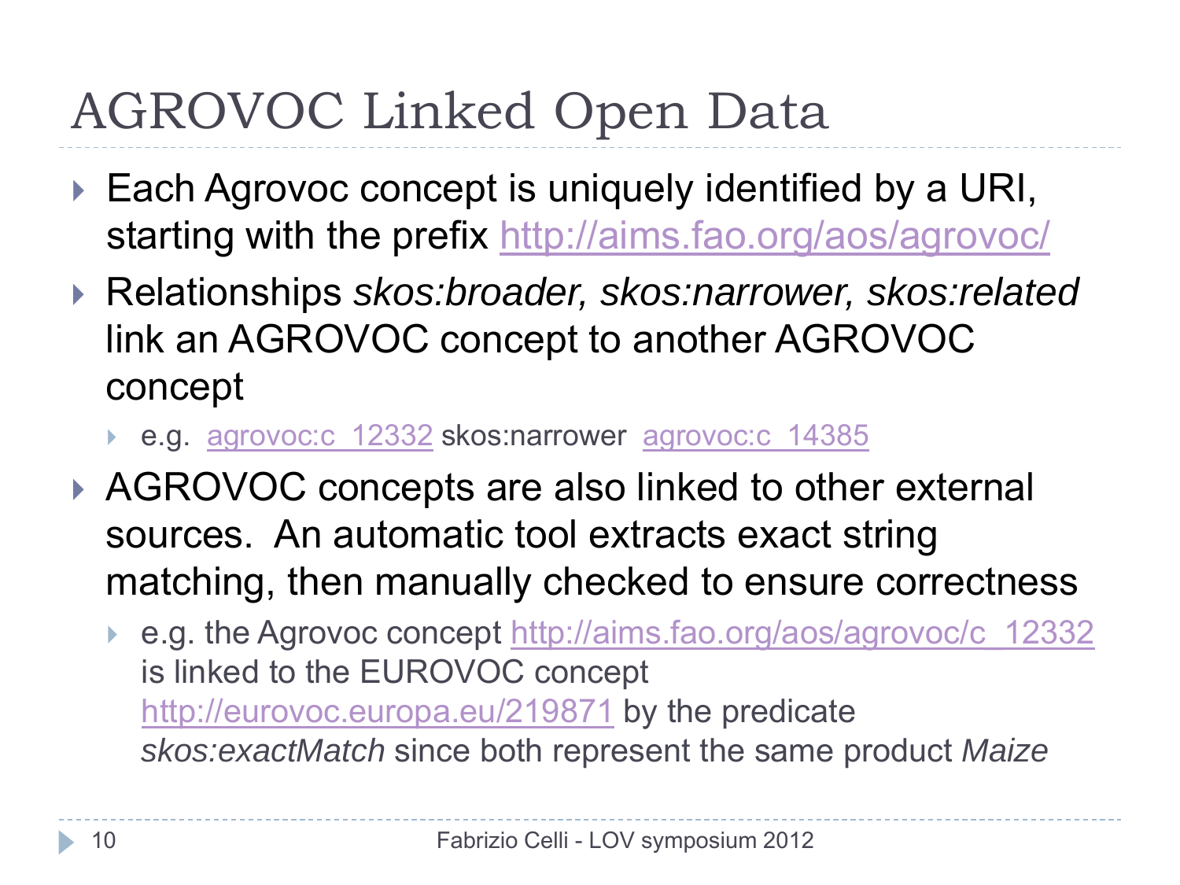# AGROVOC Linked Open Data

- Each Agrovoc concept is uniquely identified by a URI, starting with the prefix http://aims.fao.org/aos/agrovoc/
- Relationships *skos:broader, skos:narrower, skos:related* link an AGROVOC concept to another AGROVOC concept
  - e.g. agrovoc:c_12332 skos:narrower agrovoc:c_14385
- AGROVOC concepts are also linked to other external sources. An automatic tool extracts exact string matching, then manually checked to ensure correctness
  - e.g. the Agrovoc concept http://aims.fao.org/aos/agrovoc/c_12332 is linked to the EUROVOC concept http://eurovoc.europa.eu/219871 by the predicate *skos:exactMatch* since both represent the same product *Maize*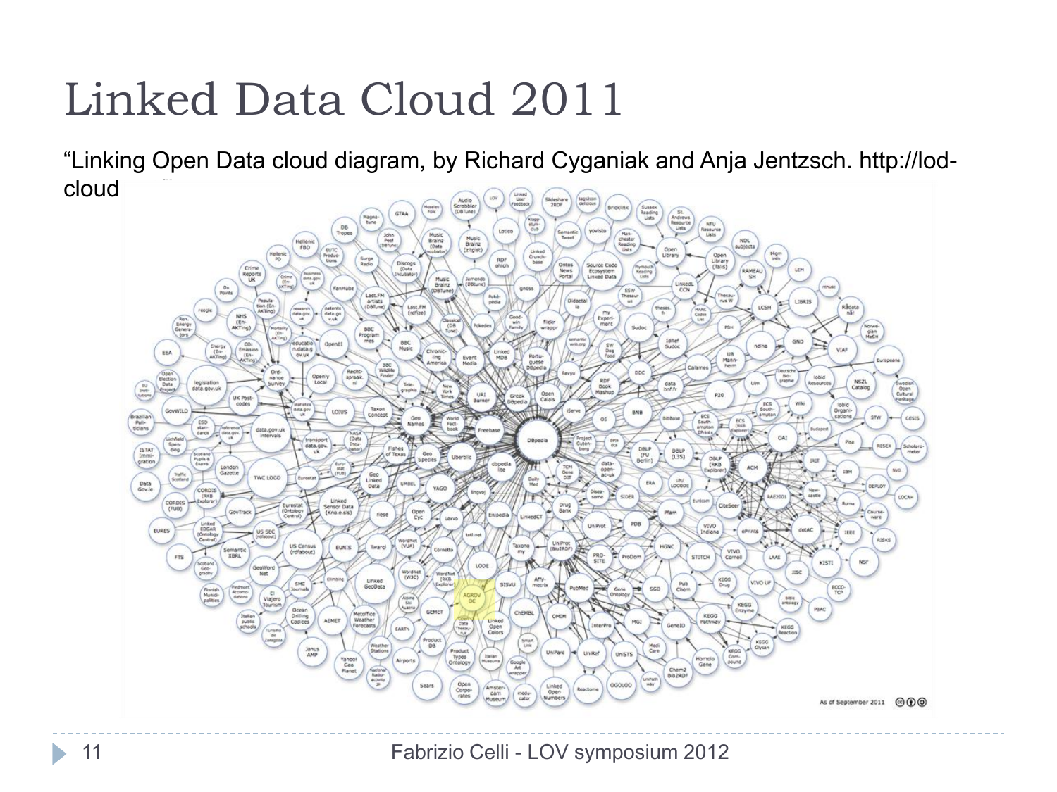# Linked Data Cloud 2011

"Linking Open Data cloud diagram, by Richard Cyganiak and Anja Jentzsch. http://lod-cloud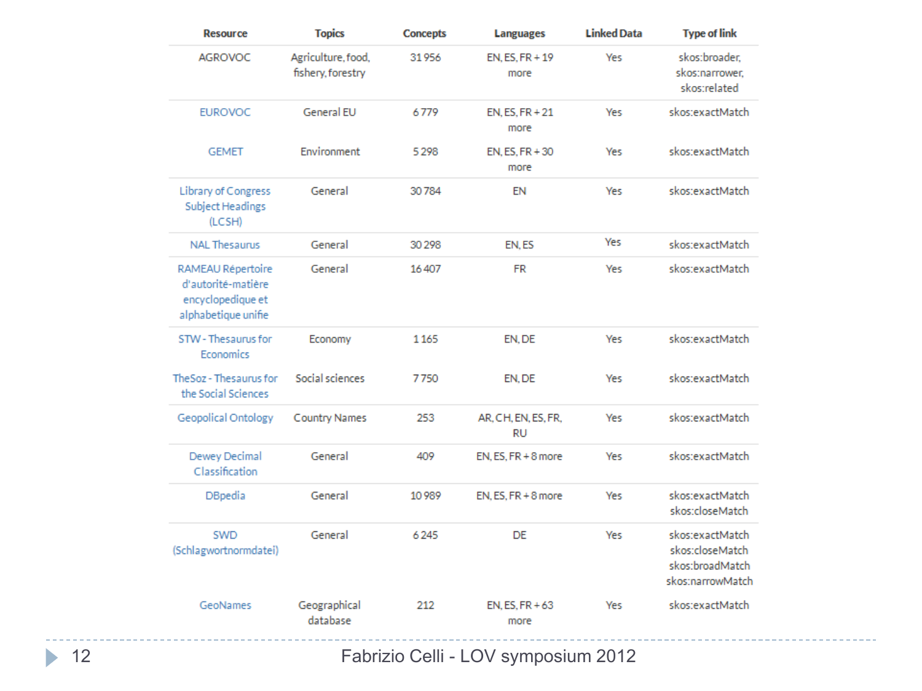| Resource | Topics | Concepts | Languages | Linked Data | Type of link |
|---|---|---|---|---|---|
| AGROVOC | Agriculture, food, fishery, forestry | 31 956 | EN, ES, FR + 19 more | Yes | skos:broader, skos:narrower, skos:related |
| EUROVOC | General EU | 6 779 | EN, ES, FR + 21 more | Yes | skos:exactMatch |
| GEMET | Environment | 5 298 | EN, ES, FR + 30 more | Yes | skos:exactMatch |
| Library of Congress Subject Headings (LCSH) | General | 30 784 | EN | Yes | skos:exactMatch |
| NAL Thesaurus | General | 30 298 | EN, ES | Yes | skos:exactMatch |
| RAMEAU Répertoire d'autorité-matière encyclopedique et alphabetique unifie | General | 16 407 | FR | Yes | skos:exactMatch |
| STW - Thesaurus for Economics | Economy | 1 165 | EN, DE | Yes | skos:exactMatch |
| TheSoz - Thesaurus for the Social Sciences | Social sciences | 7 750 | EN, DE | Yes | skos:exactMatch |
| Geopolical Ontology | Country Names | 253 | AR, CH, EN, ES, FR, RU | Yes | skos:exactMatch |
| Dewey Decimal Classification | General | 409 | EN, ES, FR + 8 more | Yes | skos:exactMatch |
| DBpedia | General | 10 989 | EN, ES, FR + 8 more | Yes | skos:exactMatch skos:closeMatch |
| SWD (Schlagwortnormdatei) | General | 6 245 | DE | Yes | skos:exactMatch skos:closeMatch skos:broadMatch skos:narrowMatch |
| GeoNames | Geographical database | 212 | EN, ES, FR + 63 more | Yes | skos:exactMatch |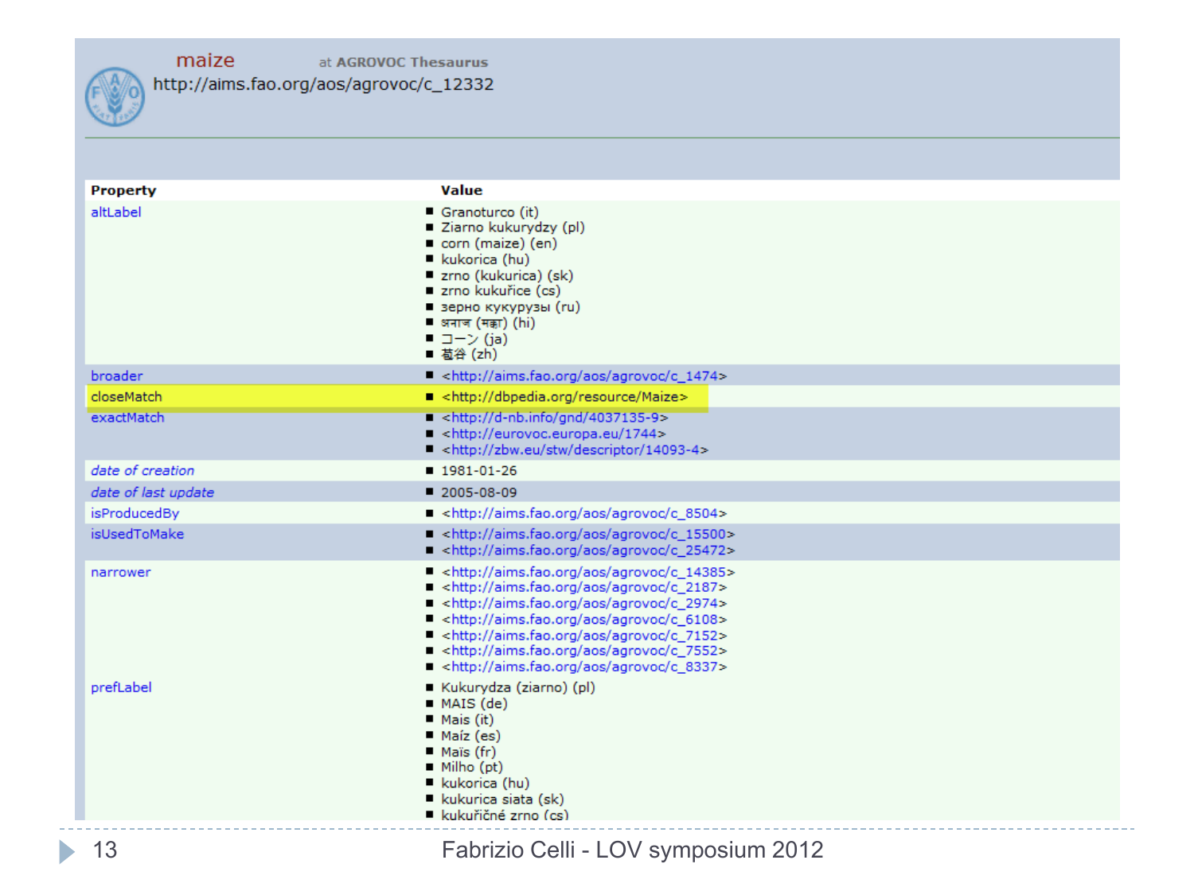maize at AGROVOC Thesaurus

http://aims.fao.org/aos/agrovoc/c_12332

| Property | Value |
|---|---|
| altLabel | Granoturco (it)<br>Ziarno kukurydzy (pl)<br>corn (maize) (en)<br>kukorica (hu)<br>zrno (kukurica) (sk)<br>zrno kukuřice (cs)<br>зерно кукурузы (ru)<br>अनाज (मक्का) (hi)<br>コーン (ja)<br>苞谷 (zh) |
| broader | <http://aims.fao.org/aos/agrovoc/c_1474> |
| closeMatch | <http://dbpedia.org/resource/Maize> |
| exactMatch | <http://d-nb.info/gnd/4037135-9><br><http://eurovoc.europa.eu/1744><br><http://zbw.eu/stw/descriptor/14093-4> |
| *date of creation* | 1981-01-26 |
| *date of last update* | 2005-08-09 |
| isProducedBy | <http://aims.fao.org/aos/agrovoc/c_8504> |
| isUsedToMake | <http://aims.fao.org/aos/agrovoc/c_15500><br><http://aims.fao.org/aos/agrovoc/c_25472> |
| narrower | <http://aims.fao.org/aos/agrovoc/c_14385><br><http://aims.fao.org/aos/agrovoc/c_2187><br><http://aims.fao.org/aos/agrovoc/c_2974><br><http://aims.fao.org/aos/agrovoc/c_6108><br><http://aims.fao.org/aos/agrovoc/c_7152><br><http://aims.fao.org/aos/agrovoc/c_7552><br><http://aims.fao.org/aos/agrovoc/c_8337> |
| prefLabel | Kukurydza (ziarno) (pl)<br>MAIS (de)<br>Mais (it)<br>Maíz (es)<br>Maïs (fr)<br>Milho (pt)<br>kukorica (hu)<br>kukurica siata (sk)<br>kukuřičné zrno (cs) |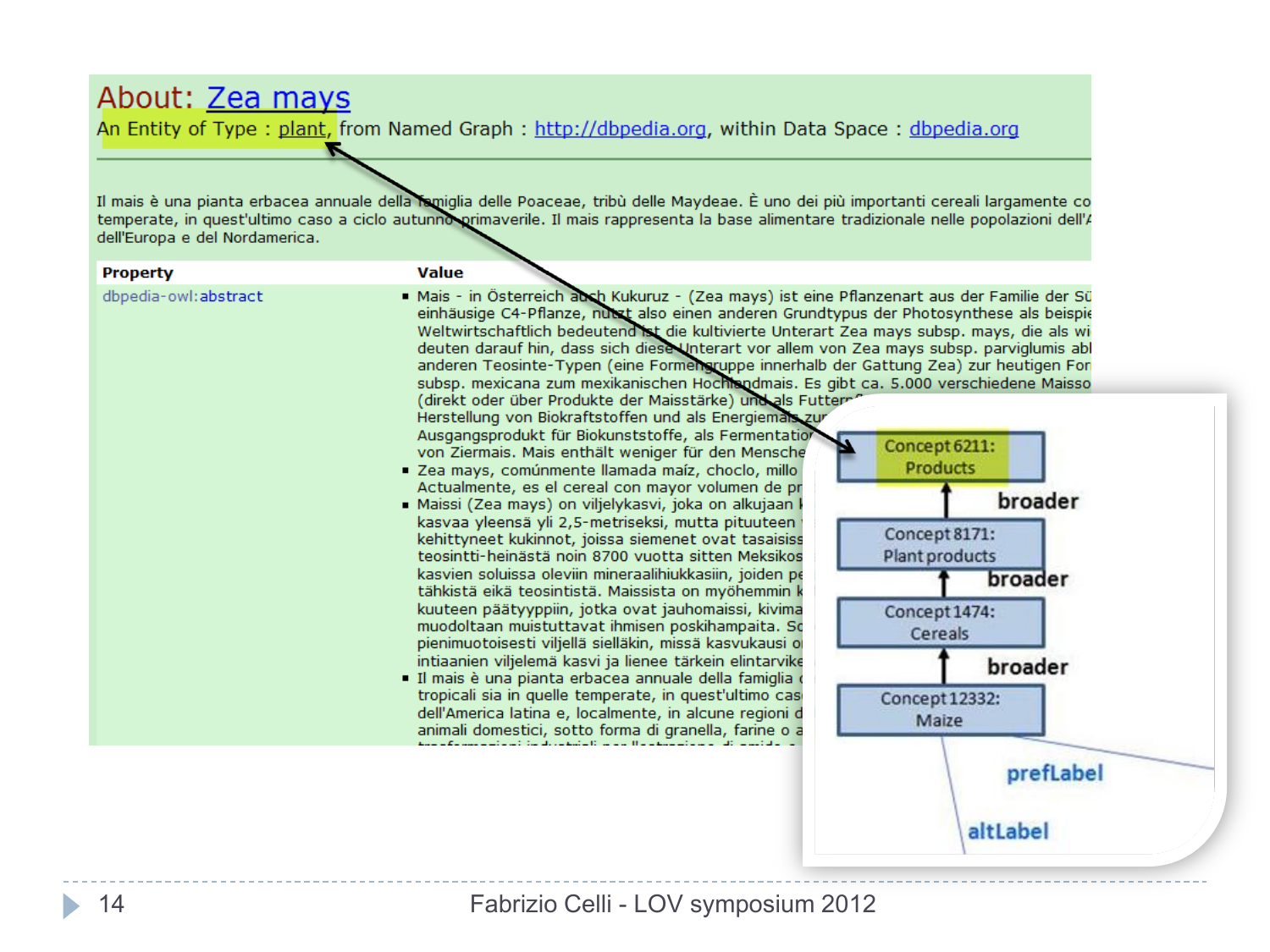About: Zea mays

An Entity of Type : plant, from Named Graph : http://dbpedia.org, within Data Space : dbpedia.org

Il mais è una pianta erbacea annuale della famiglia delle Poaceae, tribù delle Maydeae. È uno dei più importanti cereali largamente co temperate, in quest'ultimo caso a ciclo autunno-primaverile. Il mais rappresenta la base alimentare tradizionale nelle popolazioni dell'A dell'Europa e del Nordamerica.

| Property | Value |
| --- | --- |
| dbpedia-owl:abstract | Mais - in Österreich auch Kukuruz - (Zea mays) ist eine Pflanzenart aus der Familie der Sü einhäusige C4-Pflanze, nutzt also einen anderen Grundtypus der Photosynthese als beispie Weltwirtschaftlich bedeutend ist die kultivierte Unterart Zea mays subsp. mays, die als wi deuten darauf hin, dass sich diese Unterart vor allem von Zea mays subsp. parviglumis abl anderen Teosinte-Typen (eine Formengruppe innerhalb der Gattung Zea) zur heutigen For subsp. mexicana zum mexikanischen Hochlandmais. Es gibt ca. 5.000 verschiedene Maisso (direkt oder über Produkte der Maisstärke) und als Futterm Herstellung von Biokraftstoffen und als Energiemais zur Ausgangsprodukt für Biokunststoffe, als Fermentation von Ziermais. Mais enthält weniger für den Mensche<br>Zea mays, comúnmente llamada maíz, choclo, millo Actualmente, es el cereal con mayor volumen de pr<br>Maissi (Zea mays) on viljelykasvi, joka on alkujaan k kasvaa yleensä yli 2,5-metriseksi, mutta pituuteen kehittyneet kukinnot, joissa siemenet ovat tasaisiss teosintti-heinästä noin 8700 vuotta sitten Meksikos kasvien soluissa oleviin mineraalihiukkasiin, joiden pe tähkistä eikä teosintistä. Maissista on myöhemmin k kuuteen päätyyppiin, jotka ovat jauhomaissi, kivima muodoltaan muistuttavat ihmisen poskihampaita. So pienimuotoisesti viljellä sielläkin, missä kasvukausi o intiaanien viljelemä kasvi ja lienee tärkein elintarvike<br>Il mais è una pianta erbacea annuale della famiglia tropicali sia in quelle temperate, in quest'ultimo cas dell'America latina e, localmente, in alcune regioni d animali domestici, sotto forma di granella, farine o a |

Concept 6211: Products

broader

Concept 8171: Plant products

broader

Concept 1474: Cereals

broader

Concept 12332: Maize

prefLabel

altLabel

Fabrizio Celli - LOV symposium 2012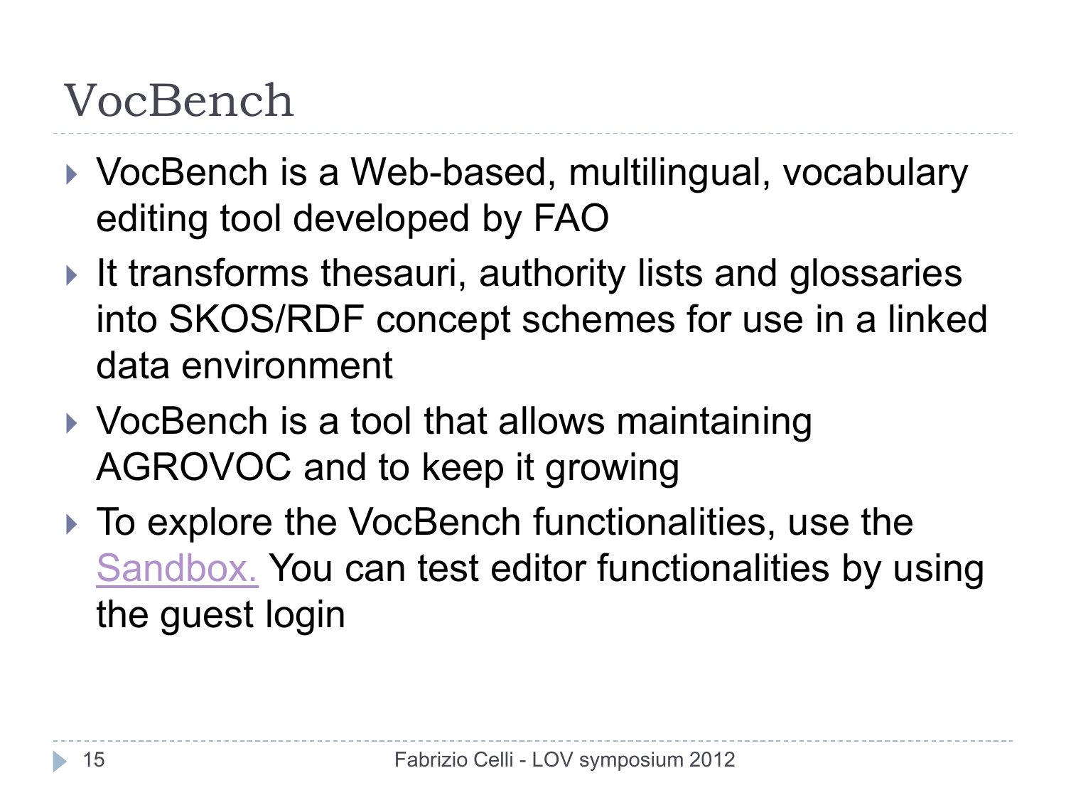# VocBench

- VocBench is a Web-based, multilingual, vocabulary editing tool developed by FAO
- It transforms thesauri, authority lists and glossaries into SKOS/RDF concept schemes for use in a linked data environment
- VocBench is a tool that allows maintaining AGROVOC and to keep it growing
- To explore the VocBench functionalities, use the Sandbox. You can test editor functionalities by using the guest login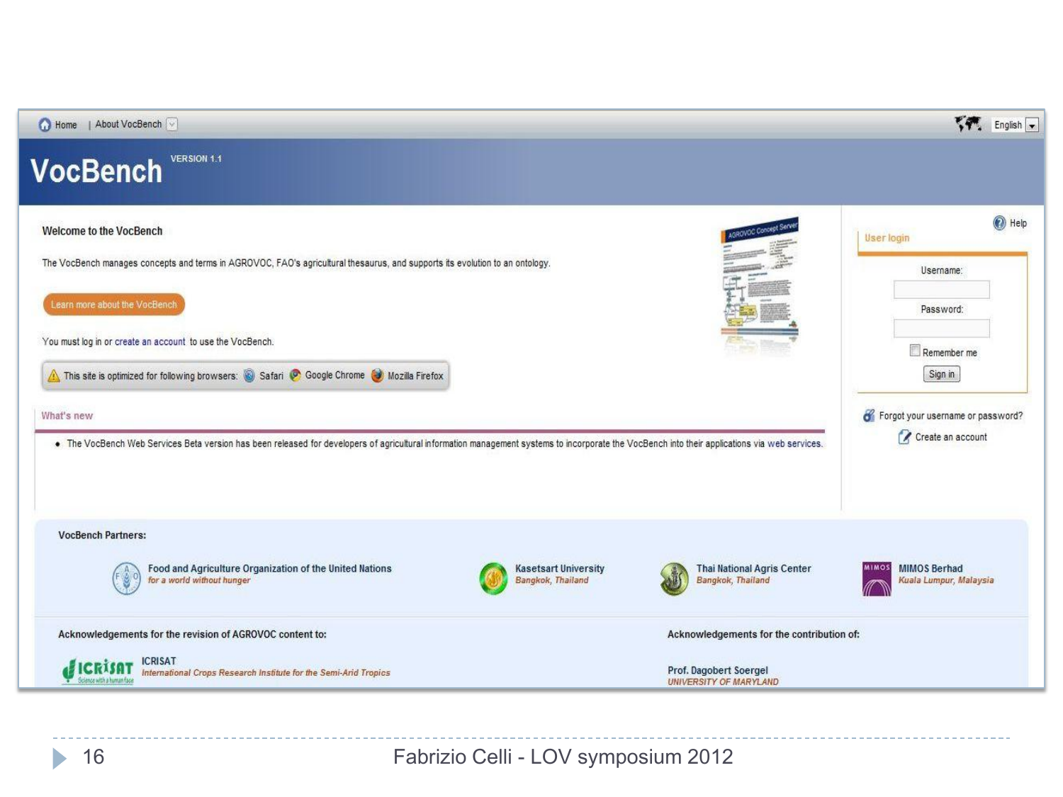Home | About VocBench

English

# VocBench

VERSION 1.1

## Welcome to the VocBench

The VocBench manages concepts and terms in AGROVOC, FAO's agricultural thesaurus, and supports its evolution to an ontology.

Learn more about the VocBench

You must log in or create an account to use the VocBench.

This site is optimized for following browsers: Safari Google Chrome Mozilla Firefox

### What's new

- The VocBench Web Services Beta version has been released for developers of agricultural information management systems to incorporate the VocBench into their applications via web services.

### User login

Help

Username:

Password:

Remember me

Sign in

Forgot your username or password?

Create an account

### VocBench Partners:

Food and Agriculture Organization of the United Nations
*for a world without hunger*

Kasetsart University
*Bangkok, Thailand*

Thai National Agris Center
*Bangkok, Thailand*

MIMOS Berhad
*Kuala Lumpur, Malaysia*

### Acknowledgements for the revision of AGROVOC content to:

ICRISAT
*International Crops Research Institute for the Semi-Arid Tropics*

### Acknowledgements for the contribution of:

Prof. Dagobert Soergel
*UNIVERSITY OF MARYLAND*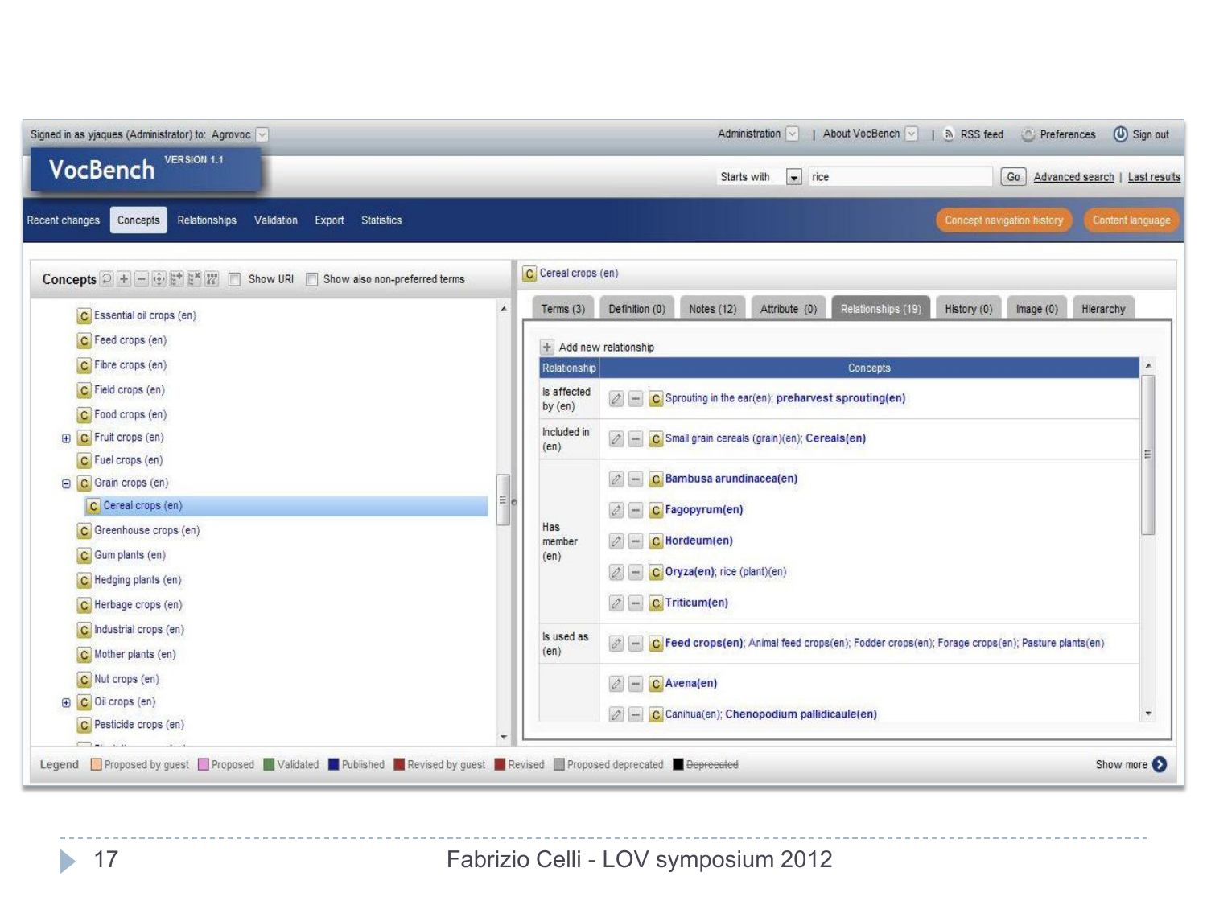Signed in as yjaques (Administrator) to: Agrovoc | Administration | About VocBench | RSS feed | Preferences | Sign out

**VocBench** VERSION 1.1

Starts with: rice | Go | Advanced search | Last results

Recent changes | Concepts | Relationships | Validation | Export | Statistics | Concept navigation history | Content language

**Concepts** | Show URI | Show also non-preferred terms

- Essential oil crops (en)
- Feed crops (en)
- Fibre crops (en)
- Field crops (en)
- Food crops (en)
- Fruit crops (en)
- Fuel crops (en)
- Grain crops (en)
  - Cereal crops (en)
- Greenhouse crops (en)
- Gum plants (en)
- Hedging plants (en)
- Herbage crops (en)
- Industrial crops (en)
- Mother plants (en)
- Nut crops (en)
- Oil crops (en)
- Pesticide crops (en)

**Cereal crops (en)**

Terms (3) | Definition (0) | Notes (12) | Attribute (0) | Relationships (19) | History (0) | Image (0) | Hierarchy

Add new relationship

| Relationship | Concepts |
| --- | --- |
| Is affected by (en) | Sprouting in the ear(en); **preharvest sprouting(en)** |
| Included in (en) | Small grain cereals (grain)(en); **Cereals(en)** |
| Has member (en) | **Bambusa arundinacea(en)** |
| | **Fagopyrum(en)** |
| | **Hordeum(en)** |
| | **Oryza(en)**; rice (plant)(en) |
| | **Triticum(en)** |
| Is used as (en) | **Feed crops(en)**; Animal feed crops(en); Fodder crops(en); Forage crops(en); Pasture plants(en) |
| | **Avena(en)** |
| | Canihua(en); **Chenopodium pallidicaule(en)** |

Legend: Proposed by guest | Proposed | Validated | Published | Revised by guest | Revised | Proposed deprecated | ~~Deprecated~~ | Show more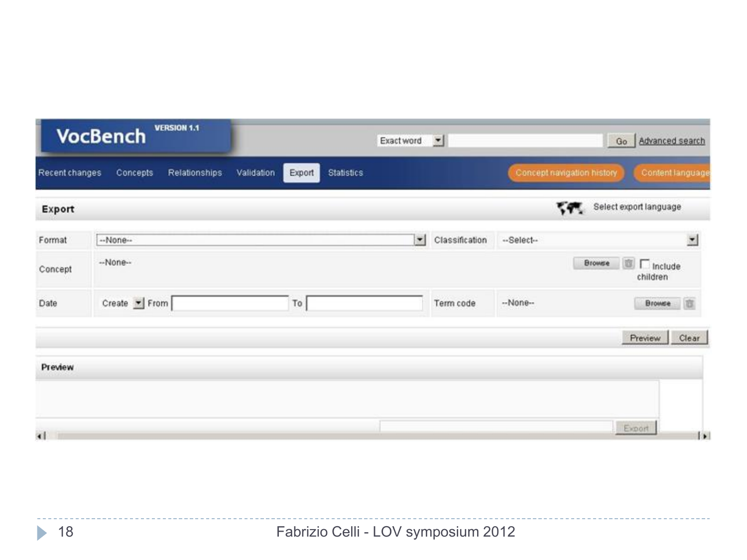VocBench VERSION 1.1

Exact word | Go | Advanced search

Recent changes | Concepts | Relationships | Validation | Export | Statistics | Concept navigation history | Content language

**Export**

Select export language

| Format | --None-- | Classification | --Select-- |
|---|---|---|---|
| Concept | --None-- | | Browse Include children |
| Date | Create From To | Term code | --None-- Browse |

Preview | Clear

**Preview**

Export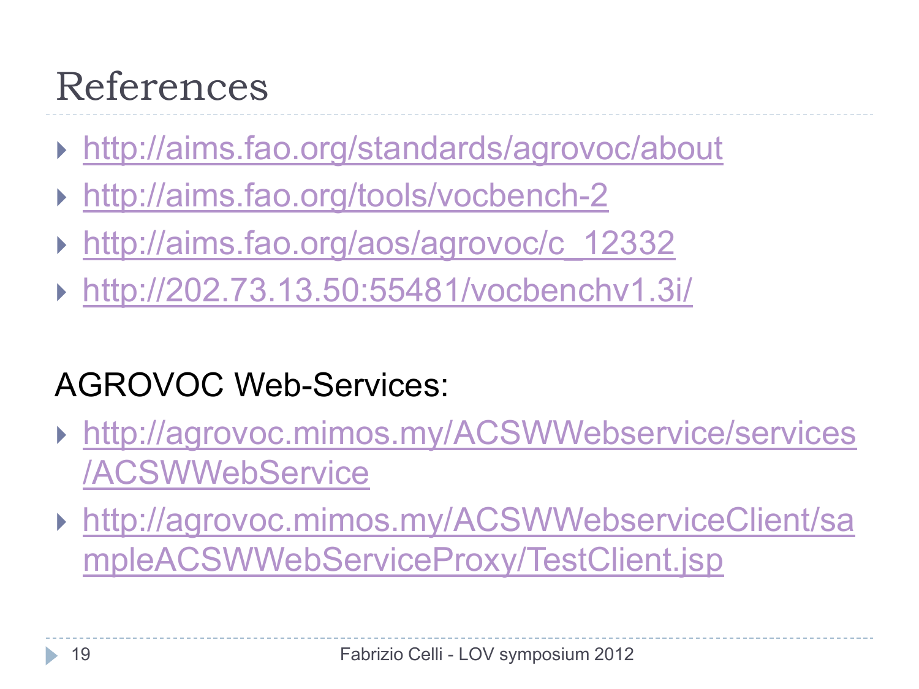# References

- http://aims.fao.org/standards/agrovoc/about
- http://aims.fao.org/tools/vocbench-2
- http://aims.fao.org/aos/agrovoc/c_12332
- http://202.73.13.50:55481/vocbenchv1.3i/

AGROVOC Web-Services:

- http://agrovoc.mimos.my/ACSWWebservice/services/ACSWWebService
- http://agrovoc.mimos.my/ACSWWebserviceClient/sampleACSWWebServiceProxy/TestClient.jsp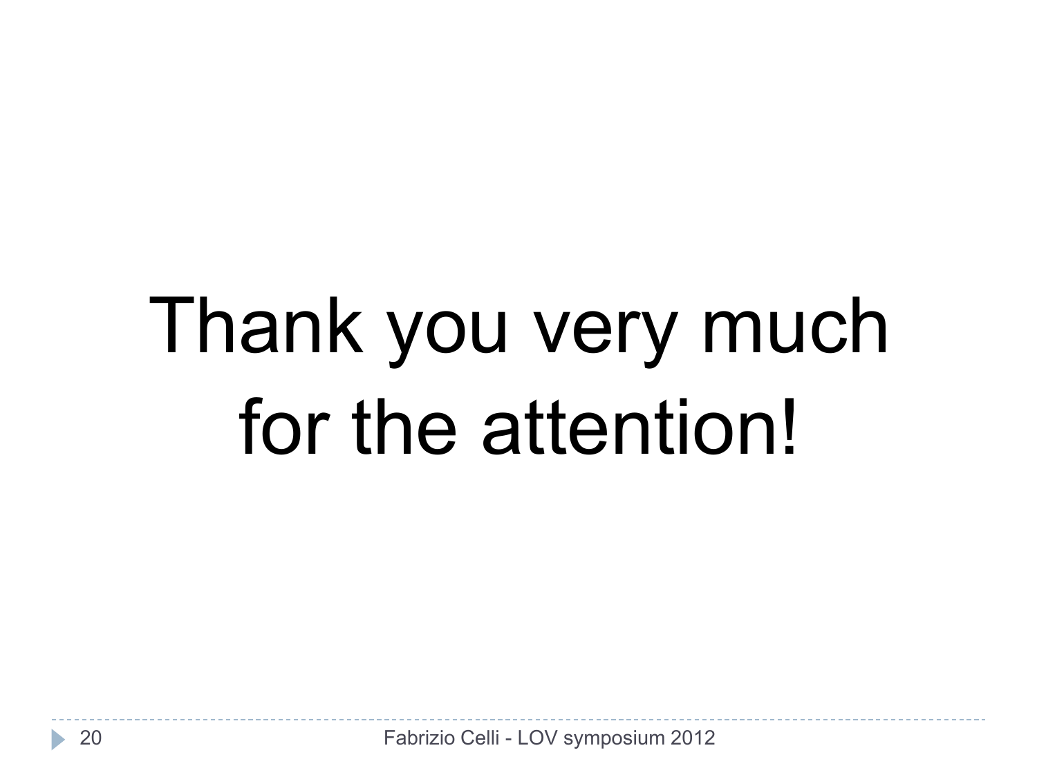Thank you very much for the attention!